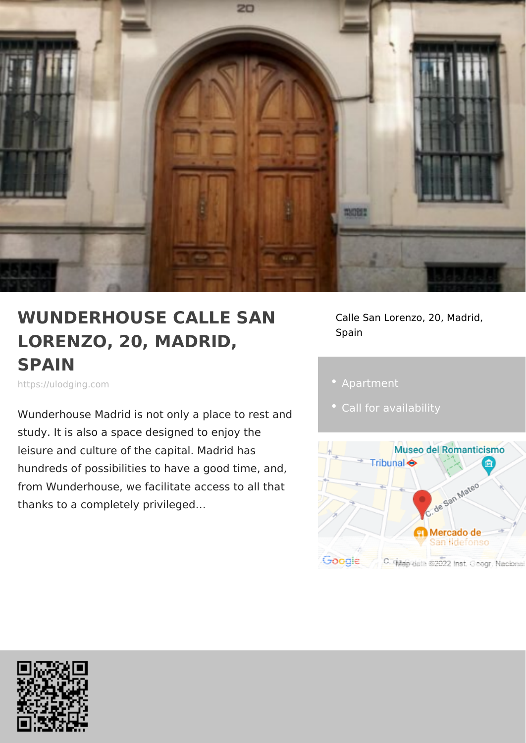# WUNDERHOUSE CALLE SAN LORENZO, 20, MADRID, SPAIN

https://ulodging.com

Wunderhouse Madrid is not only a place to rest and study. It is also a space designed to enjoy the leisure and culture of the capital. Madrid has hundreds of possibilities to have a good time, and, from Wunderhouse, we facilitate access to all that thanks to a completely privileged...

Calle San Lorenzo, 20, Madrid, Spain

- Apartment
- Call for availability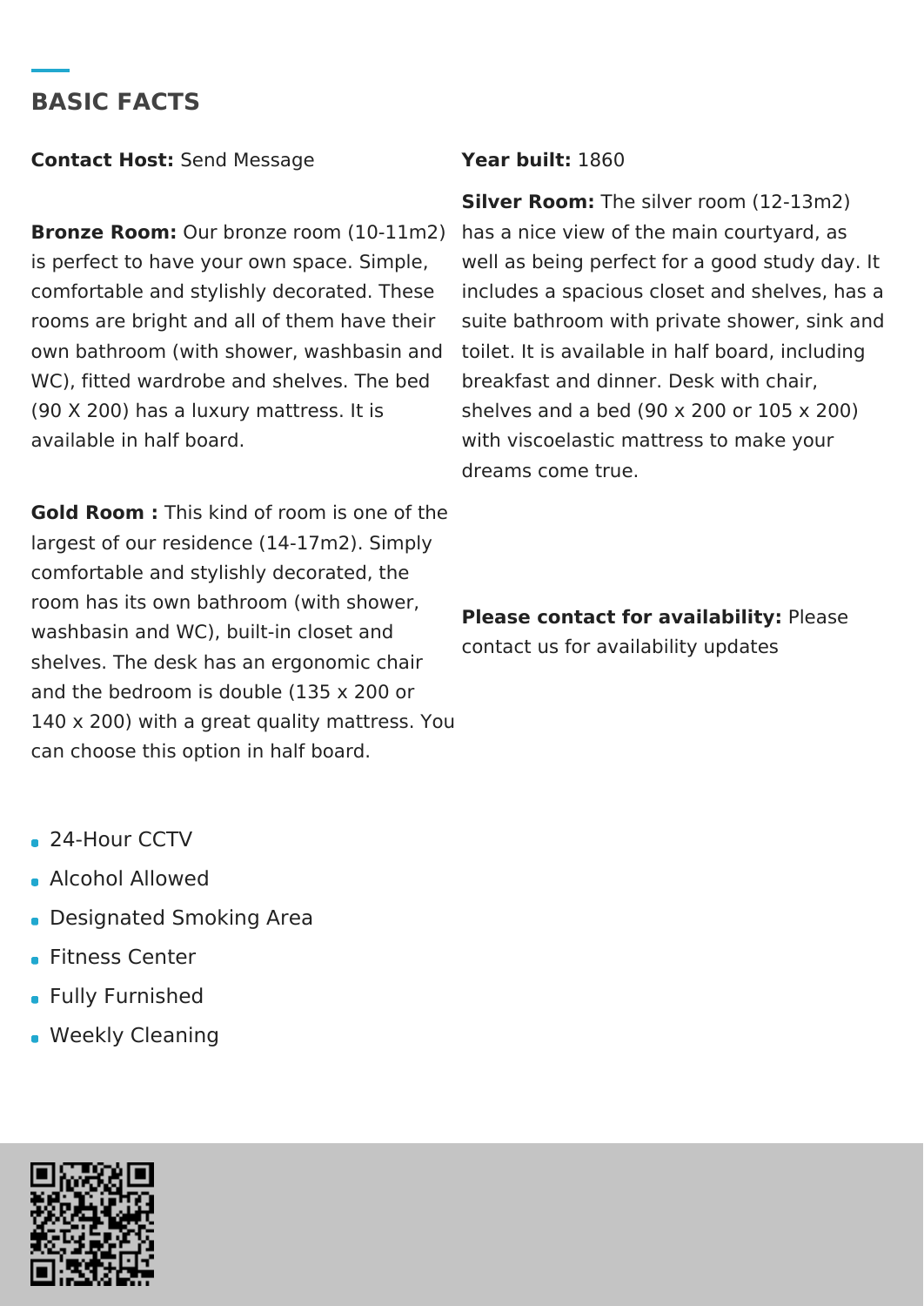## BASIC FACTS

**Contact Host:** Send Message

**Bronze Room:** Our bronze room (10-11m2) is perfect to have your own space. Simple, comfortable and stylishly decorated. These rooms are bright and all of them have their own bathroom (with shower, washbasin and WC), fitted wardrobe and shelves. The bed (90 X 200) has a luxury mattress. It is available in half board.

**Gold Room :** This kind of room is one of the largest of our residence (14-17m2). Simply comfortable and stylishly decorated, the room has its own bathroom (with shower, washbasin and WC), built-in closet and shelves. The desk has an ergonomic chair and the bedroom is double (135 x 200 or 140 x 200) with a great quality mattress. You can choose this option in half board.

**Year built:** 1860

**Silver Room:** The silver room (12-13m2) has a nice view of the main courtyard, as well as being perfect for a good study day. It includes a spacious closet and shelves, has a suite bathroom with private shower, sink and toilet. It is available in half board, including breakfast and dinner. Desk with chair, shelves and a bed (90 x 200 or 105 x 200) with viscoelastic mattress to make your dreams come true.

**Please contact for availability:** Please contact us for availability updates

- 24-Hour CCTV
- Alcohol Allowed
- Designated Smoking Area
- Fitness Center
- Fully Furnished
- Weekly Cleaning